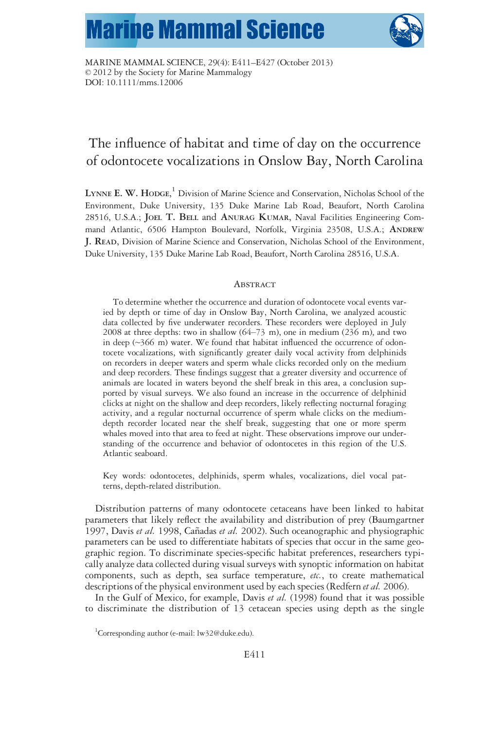MARINE MAMMAL SCIENCE, 29(4): E411–E427 (October 2013)
© 2012 by the Society for Marine Mammalogy
DOI: 10.1111/mms.12006

# The influence of habitat and time of day on the occurrence of odontocete vocalizations in Onslow Bay, North Carolina

LYNNE E. W. HODGE,[1] Division of Marine Science and Conservation, Nicholas School of the Environment, Duke University, 135 Duke Marine Lab Road, Beaufort, North Carolina 28516, U.S.A.; JOEL T. BELL and ANURAG KUMAR, Naval Facilities Engineering Command Atlantic, 6506 Hampton Boulevard, Norfolk, Virginia 23508, U.S.A.; ANDREW J. READ, Division of Marine Science and Conservation, Nicholas School of the Environment, Duke University, 135 Duke Marine Lab Road, Beaufort, North Carolina 28516, U.S.A.

## ABSTRACT

To determine whether the occurrence and duration of odontocete vocal events varied by depth or time of day in Onslow Bay, North Carolina, we analyzed acoustic data collected by five underwater recorders. These recorders were deployed in July 2008 at three depths: two in shallow (64–73 m), one in medium (236 m), and two in deep (~366 m) water. We found that habitat influenced the occurrence of odontocete vocalizations, with significantly greater daily vocal activity from delphinids on recorders in deeper waters and sperm whale clicks recorded only on the medium and deep recorders. These findings suggest that a greater diversity and occurrence of animals are located in waters beyond the shelf break in this area, a conclusion supported by visual surveys. We also found an increase in the occurrence of delphinid clicks at night on the shallow and deep recorders, likely reflecting nocturnal foraging activity, and a regular nocturnal occurrence of sperm whale clicks on the medium-depth recorder located near the shelf break, suggesting that one or more sperm whales moved into that area to feed at night. These observations improve our understanding of the occurrence and behavior of odontocetes in this region of the U.S. Atlantic seaboard.

Key words: odontocetes, delphinids, sperm whales, vocalizations, diel vocal patterns, depth-related distribution.

Distribution patterns of many odontocete cetaceans have been linked to habitat parameters that likely reflect the availability and distribution of prey (Baumgartner 1997, Davis *et al.* 1998, Cañadas *et al.* 2002). Such oceanographic and physiographic parameters can be used to differentiate habitats of species that occur in the same geographic region. To discriminate species-specific habitat preferences, researchers typically analyze data collected during visual surveys with synoptic information on habitat components, such as depth, sea surface temperature, *etc.*, to create mathematical descriptions of the physical environment used by each species (Redfern *et al.* 2006).

In the Gulf of Mexico, for example, Davis *et al.* (1998) found that it was possible to discriminate the distribution of 13 cetacean species using depth as the single

[1]Corresponding author (e-mail: lw32@duke.edu).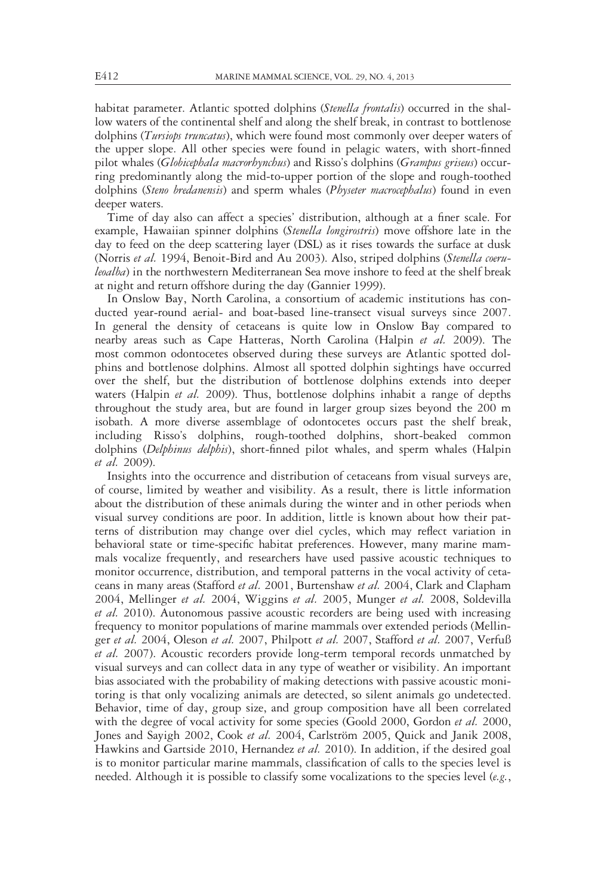habitat parameter. Atlantic spotted dolphins (*Stenella frontalis*) occurred in the shallow waters of the continental shelf and along the shelf break, in contrast to bottlenose dolphins (*Tursiops truncatus*), which were found most commonly over deeper waters of the upper slope. All other species were found in pelagic waters, with short-finned pilot whales (*Globicephala macrorhynchus*) and Risso's dolphins (*Grampus griseus*) occurring predominantly along the mid-to-upper portion of the slope and rough-toothed dolphins (*Steno bredanensis*) and sperm whales (*Physeter macrocephalus*) found in even deeper waters.

Time of day also can affect a species' distribution, although at a finer scale. For example, Hawaiian spinner dolphins (*Stenella longirostris*) move offshore late in the day to feed on the deep scattering layer (DSL) as it rises towards the surface at dusk (Norris *et al.* 1994, Benoit-Bird and Au 2003). Also, striped dolphins (*Stenella coeruleoalba*) in the northwestern Mediterranean Sea move inshore to feed at the shelf break at night and return offshore during the day (Gannier 1999).

In Onslow Bay, North Carolina, a consortium of academic institutions has conducted year-round aerial- and boat-based line-transect visual surveys since 2007. In general the density of cetaceans is quite low in Onslow Bay compared to nearby areas such as Cape Hatteras, North Carolina (Halpin *et al.* 2009). The most common odontocetes observed during these surveys are Atlantic spotted dolphins and bottlenose dolphins. Almost all spotted dolphin sightings have occurred over the shelf, but the distribution of bottlenose dolphins extends into deeper waters (Halpin *et al.* 2009). Thus, bottlenose dolphins inhabit a range of depths throughout the study area, but are found in larger group sizes beyond the 200 m isobath. A more diverse assemblage of odontocetes occurs past the shelf break, including Risso's dolphins, rough-toothed dolphins, short-beaked common dolphins (*Delphinus delphis*), short-finned pilot whales, and sperm whales (Halpin *et al.* 2009).

Insights into the occurrence and distribution of cetaceans from visual surveys are, of course, limited by weather and visibility. As a result, there is little information about the distribution of these animals during the winter and in other periods when visual survey conditions are poor. In addition, little is known about how their patterns of distribution may change over diel cycles, which may reflect variation in behavioral state or time-specific habitat preferences. However, many marine mammals vocalize frequently, and researchers have used passive acoustic techniques to monitor occurrence, distribution, and temporal patterns in the vocal activity of cetaceans in many areas (Stafford *et al.* 2001, Burtenshaw *et al.* 2004, Clark and Clapham 2004, Mellinger *et al.* 2004, Wiggins *et al.* 2005, Munger *et al.* 2008, Soldevilla *et al.* 2010). Autonomous passive acoustic recorders are being used with increasing frequency to monitor populations of marine mammals over extended periods (Mellinger *et al.* 2004, Oleson *et al.* 2007, Philpott *et al.* 2007, Stafford *et al.* 2007, Verfuß *et al.* 2007). Acoustic recorders provide long-term temporal records unmatched by visual surveys and can collect data in any type of weather or visibility. An important bias associated with the probability of making detections with passive acoustic monitoring is that only vocalizing animals are detected, so silent animals go undetected. Behavior, time of day, group size, and group composition have all been correlated with the degree of vocal activity for some species (Goold 2000, Gordon *et al.* 2000, Jones and Sayigh 2002, Cook *et al.* 2004, Carlström 2005, Quick and Janik 2008, Hawkins and Gartside 2010, Hernandez *et al.* 2010). In addition, if the desired goal is to monitor particular marine mammals, classification of calls to the species level is needed. Although it is possible to classify some vocalizations to the species level (*e.g.*,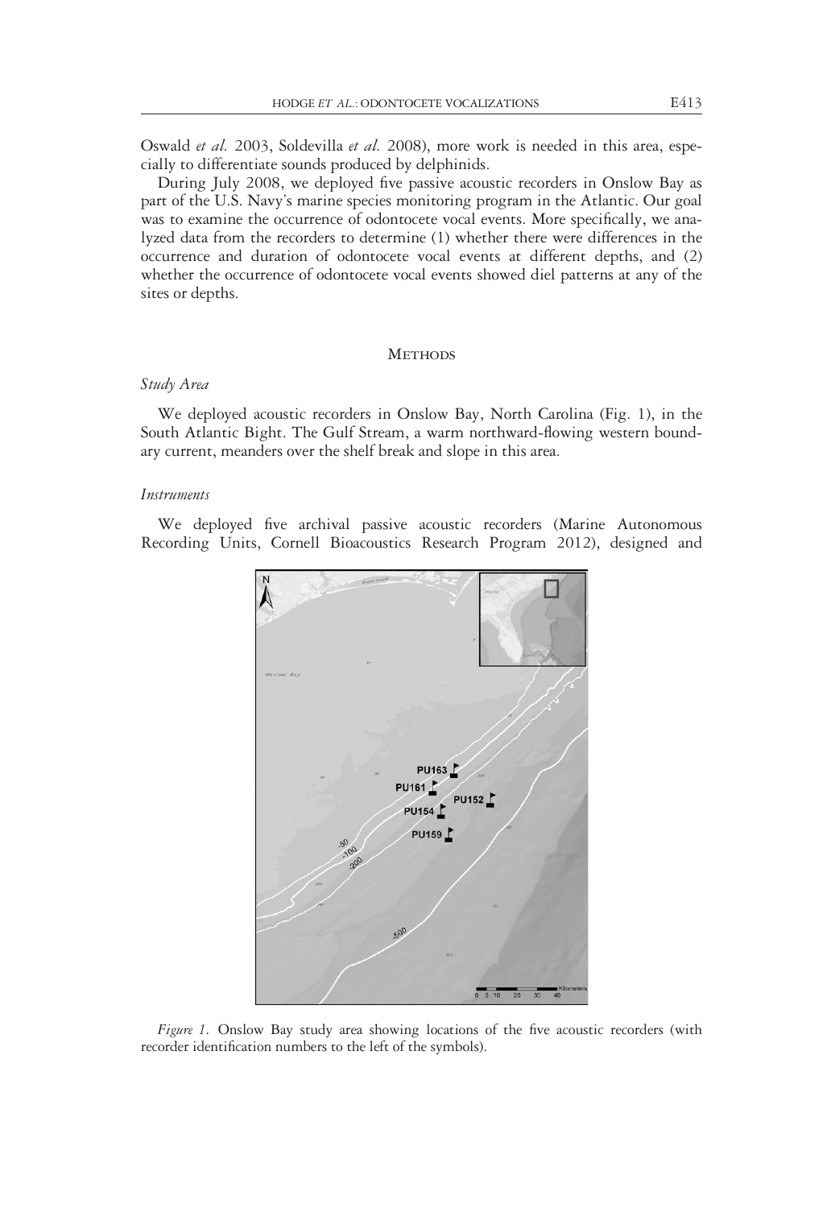Oswald *et al.* 2003, Soldevilla *et al.* 2008), more work is needed in this area, especially to differentiate sounds produced by delphinids.

During July 2008, we deployed five passive acoustic recorders in Onslow Bay as part of the U.S. Navy's marine species monitoring program in the Atlantic. Our goal was to examine the occurrence of odontocete vocal events. More specifically, we analyzed data from the recorders to determine (1) whether there were differences in the occurrence and duration of odontocete vocal events at different depths, and (2) whether the occurrence of odontocete vocal events showed diel patterns at any of the sites or depths.

## Methods

### *Study Area*

We deployed acoustic recorders in Onslow Bay, North Carolina (Fig. 1), in the South Atlantic Bight. The Gulf Stream, a warm northward-flowing western boundary current, meanders over the shelf break and slope in this area.

### *Instruments*

We deployed five archival passive acoustic recorders (Marine Autonomous Recording Units, Cornell Bioacoustics Research Program 2012), designed and

*Figure 1.* Onslow Bay study area showing locations of the five acoustic recorders (with recorder identification numbers to the left of the symbols).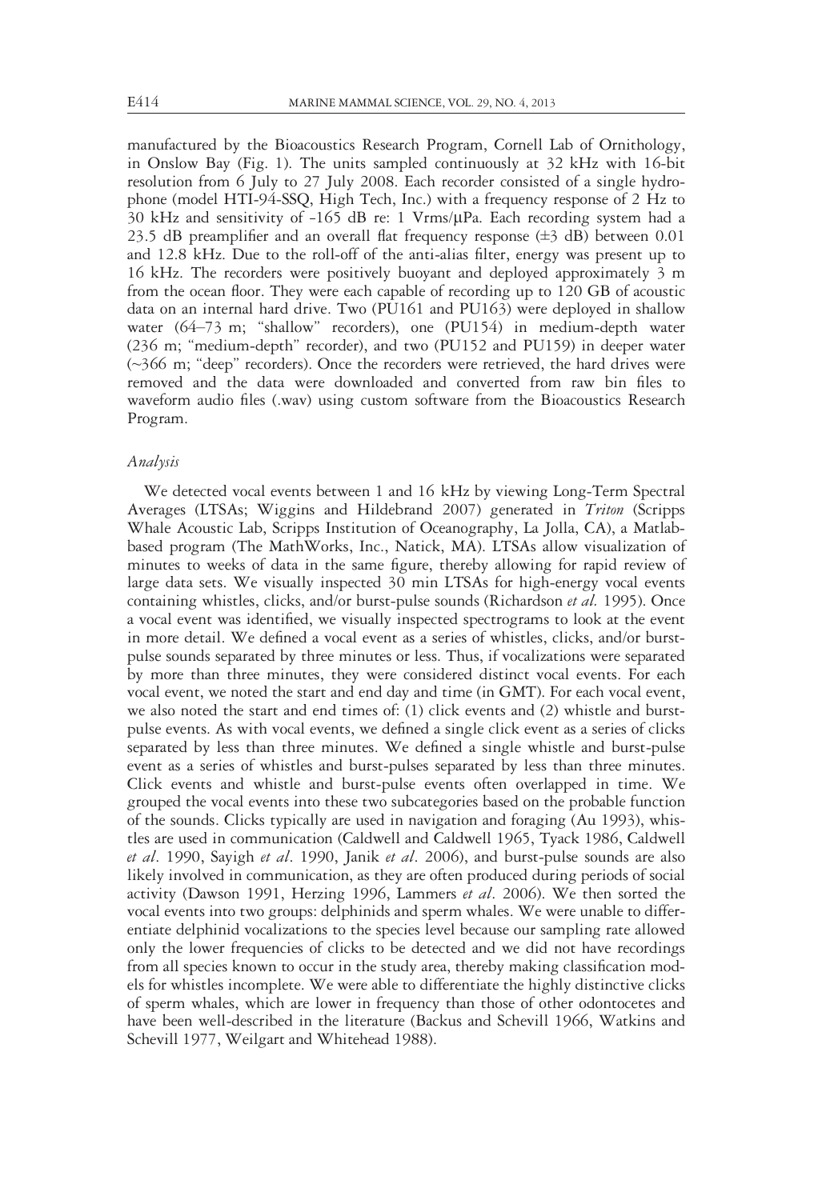manufactured by the Bioacoustics Research Program, Cornell Lab of Ornithology, in Onslow Bay (Fig. 1). The units sampled continuously at 32 kHz with 16-bit resolution from 6 July to 27 July 2008. Each recorder consisted of a single hydrophone (model HTI-94-SSQ, High Tech, Inc.) with a frequency response of 2 Hz to 30 kHz and sensitivity of -165 dB re: 1 Vrms/μPa. Each recording system had a 23.5 dB preamplifier and an overall flat frequency response (±3 dB) between 0.01 and 12.8 kHz. Due to the roll-off of the anti-alias filter, energy was present up to 16 kHz. The recorders were positively buoyant and deployed approximately 3 m from the ocean floor. They were each capable of recording up to 120 GB of acoustic data on an internal hard drive. Two (PU161 and PU163) were deployed in shallow water (64–73 m; "shallow" recorders), one (PU154) in medium-depth water (236 m; "medium-depth" recorder), and two (PU152 and PU159) in deeper water (~366 m; "deep" recorders). Once the recorders were retrieved, the hard drives were removed and the data were downloaded and converted from raw bin files to waveform audio files (.wav) using custom software from the Bioacoustics Research Program.

### *Analysis*

We detected vocal events between 1 and 16 kHz by viewing Long-Term Spectral Averages (LTSAs; Wiggins and Hildebrand 2007) generated in *Triton* (Scripps Whale Acoustic Lab, Scripps Institution of Oceanography, La Jolla, CA), a Matlab-based program (The MathWorks, Inc., Natick, MA). LTSAs allow visualization of minutes to weeks of data in the same figure, thereby allowing for rapid review of large data sets. We visually inspected 30 min LTSAs for high-energy vocal events containing whistles, clicks, and/or burst-pulse sounds (Richardson *et al.* 1995). Once a vocal event was identified, we visually inspected spectrograms to look at the event in more detail. We defined a vocal event as a series of whistles, clicks, and/or burst-pulse sounds separated by three minutes or less. Thus, if vocalizations were separated by more than three minutes, they were considered distinct vocal events. For each vocal event, we noted the start and end day and time (in GMT). For each vocal event, we also noted the start and end times of: (1) click events and (2) whistle and burst-pulse events. As with vocal events, we defined a single click event as a series of clicks separated by less than three minutes. We defined a single whistle and burst-pulse event as a series of whistles and burst-pulses separated by less than three minutes. Click events and whistle and burst-pulse events often overlapped in time. We grouped the vocal events into these two subcategories based on the probable function of the sounds. Clicks typically are used in navigation and foraging (Au 1993), whistles are used in communication (Caldwell and Caldwell 1965, Tyack 1986, Caldwell *et al*. 1990, Sayigh *et al*. 1990, Janik *et al*. 2006), and burst-pulse sounds are also likely involved in communication, as they are often produced during periods of social activity (Dawson 1991, Herzing 1996, Lammers *et al*. 2006). We then sorted the vocal events into two groups: delphinids and sperm whales. We were unable to differentiate delphinid vocalizations to the species level because our sampling rate allowed only the lower frequencies of clicks to be detected and we did not have recordings from all species known to occur in the study area, thereby making classification models for whistles incomplete. We were able to differentiate the highly distinctive clicks of sperm whales, which are lower in frequency than those of other odontocetes and have been well-described in the literature (Backus and Schevill 1966, Watkins and Schevill 1977, Weilgart and Whitehead 1988).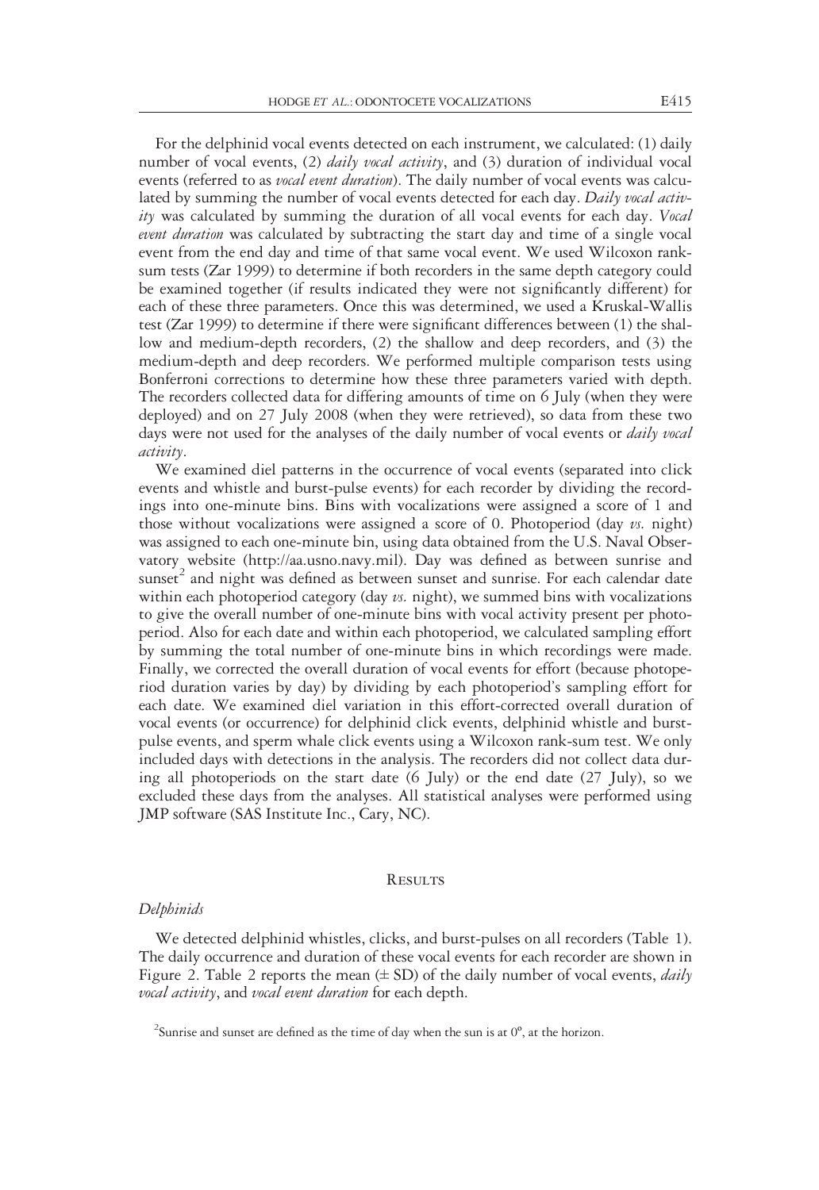For the delphinid vocal events detected on each instrument, we calculated: (1) daily number of vocal events, (2) *daily vocal activity*, and (3) duration of individual vocal events (referred to as *vocal event duration*). The daily number of vocal events was calculated by summing the number of vocal events detected for each day. *Daily vocal activity* was calculated by summing the duration of all vocal events for each day. *Vocal event duration* was calculated by subtracting the start day and time of a single vocal event from the end day and time of that same vocal event. We used Wilcoxon rank-sum tests (Zar 1999) to determine if both recorders in the same depth category could be examined together (if results indicated they were not significantly different) for each of these three parameters. Once this was determined, we used a Kruskal-Wallis test (Zar 1999) to determine if there were significant differences between (1) the shallow and medium-depth recorders, (2) the shallow and deep recorders, and (3) the medium-depth and deep recorders. We performed multiple comparison tests using Bonferroni corrections to determine how these three parameters varied with depth. The recorders collected data for differing amounts of time on 6 July (when they were deployed) and on 27 July 2008 (when they were retrieved), so data from these two days were not used for the analyses of the daily number of vocal events or *daily vocal activity*.

We examined diel patterns in the occurrence of vocal events (separated into click events and whistle and burst-pulse events) for each recorder by dividing the recordings into one-minute bins. Bins with vocalizations were assigned a score of 1 and those without vocalizations were assigned a score of 0. Photoperiod (day *vs.* night) was assigned to each one-minute bin, using data obtained from the U.S. Naval Observatory website (http://aa.usno.navy.mil). Day was defined as between sunrise and sunset[2] and night was defined as between sunset and sunrise. For each calendar date within each photoperiod category (day *vs.* night), we summed bins with vocalizations to give the overall number of one-minute bins with vocal activity present per photoperiod. Also for each date and within each photoperiod, we calculated sampling effort by summing the total number of one-minute bins in which recordings were made. Finally, we corrected the overall duration of vocal events for effort (because photoperiod duration varies by day) by dividing by each photoperiod's sampling effort for each date. We examined diel variation in this effort-corrected overall duration of vocal events (or occurrence) for delphinid click events, delphinid whistle and burst-pulse events, and sperm whale click events using a Wilcoxon rank-sum test. We only included days with detections in the analysis. The recorders did not collect data during all photoperiods on the start date (6 July) or the end date (27 July), so we excluded these days from the analyses. All statistical analyses were performed using JMP software (SAS Institute Inc., Cary, NC).

## Results

### *Delphinids*

We detected delphinid whistles, clicks, and burst-pulses on all recorders (Table 1). The daily occurrence and duration of these vocal events for each recorder are shown in Figure 2. Table 2 reports the mean (± SD) of the daily number of vocal events, *daily vocal activity*, and *vocal event duration* for each depth.

[2]Sunrise and sunset are defined as the time of day when the sun is at 0º, at the horizon.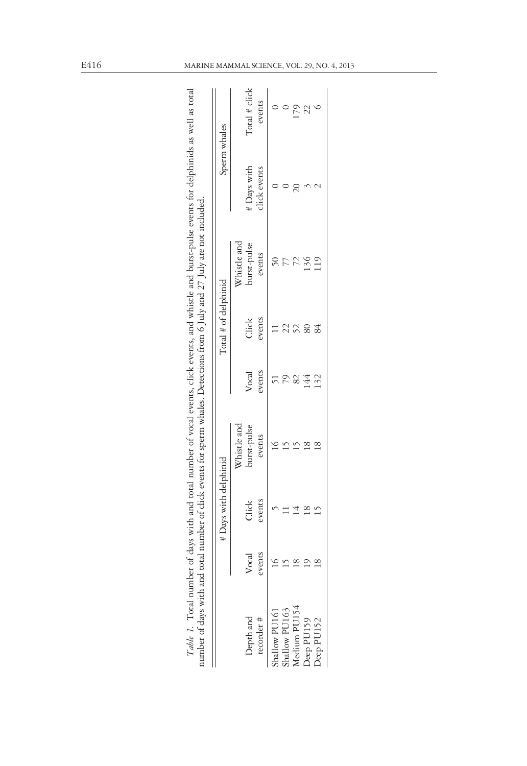*Table 1.* Total number of days with and total number of vocal events, click events, and whistle and burst-pulse events for delphinids as well as total number of days with and total number of click events for sperm whales. Detections from 6 July and 27 July are not included.

| Depth and recorder # | # Days with delphinid | | | Total # of delphinid | | | Sperm whales | |
|---|---|---|---|---|---|---|---|---|
| | Vocal events | Click events | Whistle and burst-pulse events | Vocal events | Click events | Whistle and burst-pulse events | # Days with click events | Total # click events |
| Shallow PU161 | 16 | 5 | 16 | 51 | 11 | 50 | 0 | 0 |
| Shallow PU163 | 15 | 11 | 15 | 79 | 22 | 77 | 0 | 0 |
| Medium PU154 | 18 | 14 | 15 | 82 | 52 | 72 | 20 | 179 |
| Deep PU159 | 19 | 18 | 18 | 144 | 80 | 136 | 3 | 22 |
| Deep PU152 | 18 | 15 | 18 | 132 | 84 | 119 | 2 | 6 |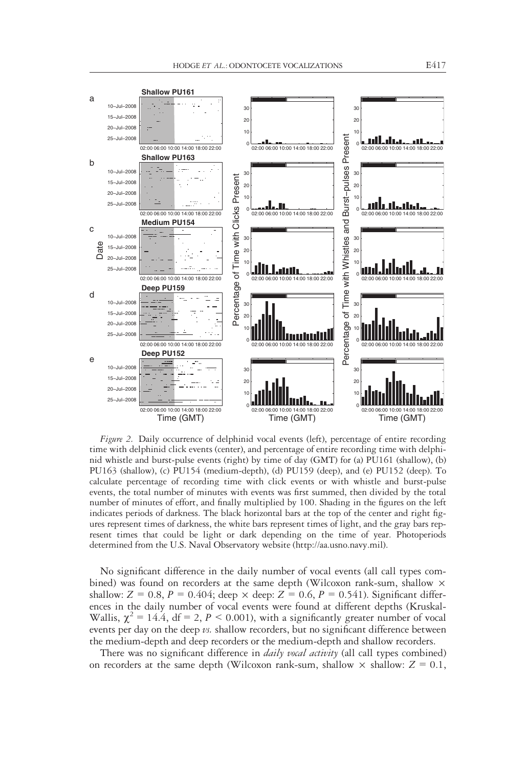*Figure 2.* Daily occurrence of delphinid vocal events (left), percentage of entire recording time with delphinid click events (center), and percentage of entire recording time with delphinid whistle and burst-pulse events (right) by time of day (GMT) for (a) PU161 (shallow), (b) PU163 (shallow), (c) PU154 (medium-depth), (d) PU159 (deep), and (e) PU152 (deep). To calculate percentage of recording time with click events or with whistle and burst-pulse events, the total number of minutes with events was first summed, then divided by the total number of minutes of effort, and finally multiplied by 100. Shading in the figures on the left indicates periods of darkness. The black horizontal bars at the top of the center and right figures represent times of darkness, the white bars represent times of light, and the gray bars represent times that could be light or dark depending on the time of year. Photoperiods determined from the U.S. Naval Observatory website (http://aa.usno.navy.mil).

No significant difference in the daily number of vocal events (all call types combined) was found on recorders at the same depth (Wilcoxon rank-sum, shallow × shallow: $Z = 0.8$, $P = 0.404$; deep × deep: $Z = 0.6$, $P = 0.541$). Significant differences in the daily number of vocal events were found at different depths (Kruskal-Wallis, $\chi^2 = 14.4$, df = 2, $P < 0.001$), with a significantly greater number of vocal events per day on the deep *vs.* shallow recorders, but no significant difference between the medium-depth and deep recorders or the medium-depth and shallow recorders.

There was no significant difference in *daily vocal activity* (all call types combined) on recorders at the same depth (Wilcoxon rank-sum, shallow × shallow: $Z = 0.1$,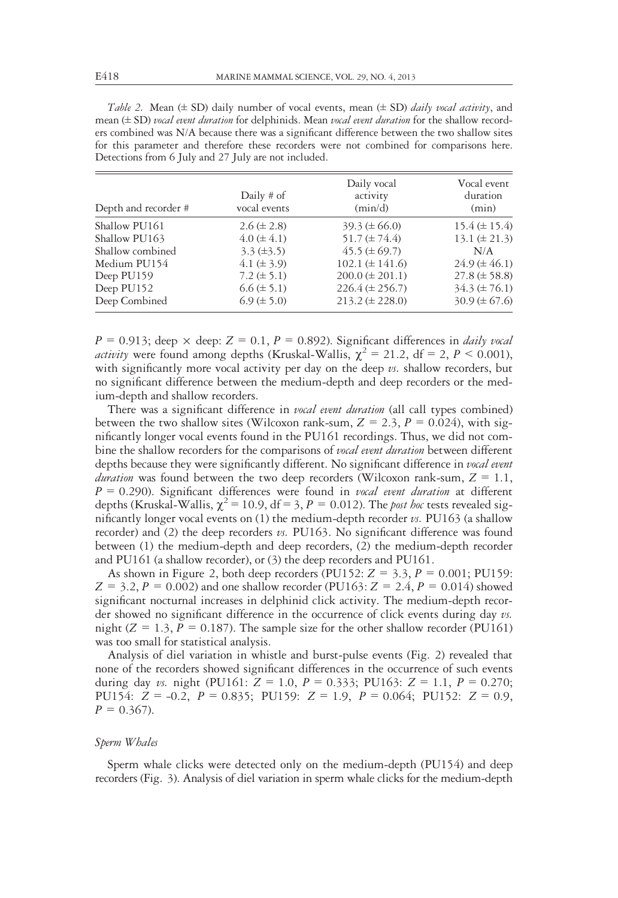*Table 2.* Mean (± SD) daily number of vocal events, mean (± SD) *daily vocal activity*, and mean (± SD) *vocal event duration* for delphinids. Mean *vocal event duration* for the shallow recorders combined was N/A because there was a significant difference between the two shallow sites for this parameter and therefore these recorders were not combined for comparisons here. Detections from 6 July and 27 July are not included.

| Depth and recorder # | Daily # of vocal events | Daily vocal activity (min/d) | Vocal event duration (min) |
|---|---|---|---|
| Shallow PU161 | 2.6 (± 2.8) | 39.3 (± 66.0) | 15.4 (± 15.4) |
| Shallow PU163 | 4.0 (± 4.1) | 51.7 (± 74.4) | 13.1 (± 21.3) |
| Shallow combined | 3.3 (±3.5) | 45.5 (± 69.7) | N/A |
| Medium PU154 | 4.1 (± 3.9) | 102.1 (± 141.6) | 24.9 (± 46.1) |
| Deep PU159 | 7.2 (± 5.1) | 200.0 (± 201.1) | 27.8 (± 58.8) |
| Deep PU152 | 6.6 (± 5.1) | 226.4 (± 256.7) | 34.3 (± 76.1) |
| Deep Combined | 6.9 (± 5.0) | 213.2 (± 228.0) | 30.9 (± 67.6) |

$P = 0.913$; deep × deep: $Z = 0.1$, $P = 0.892$). Significant differences in *daily vocal activity* were found among depths (Kruskal-Wallis, $\chi^2 = 21.2$, df = 2, $P < 0.001$), with significantly more vocal activity per day on the deep *vs.* shallow recorders, but no significant difference between the medium-depth and deep recorders or the medium-depth and shallow recorders.

There was a significant difference in *vocal event duration* (all call types combined) between the two shallow sites (Wilcoxon rank-sum, $Z = 2.3$, $P = 0.024$), with significantly longer vocal events found in the PU161 recordings. Thus, we did not combine the shallow recorders for the comparisons of *vocal event duration* between different depths because they were significantly different. No significant difference in *vocal event duration* was found between the two deep recorders (Wilcoxon rank-sum, $Z = 1.1$, $P = 0.290$). Significant differences were found in *vocal event duration* at different depths (Kruskal-Wallis, $\chi^2 = 10.9$, df = 3, $P = 0.012$). The *post hoc* tests revealed significantly longer vocal events on (1) the medium-depth recorder *vs.* PU163 (a shallow recorder) and (2) the deep recorders *vs.* PU163. No significant difference was found between (1) the medium-depth and deep recorders, (2) the medium-depth recorder and PU161 (a shallow recorder), or (3) the deep recorders and PU161.

As shown in Figure 2, both deep recorders (PU152: $Z = 3.3$, $P = 0.001$; PU159: $Z = 3.2$, $P = 0.002$) and one shallow recorder (PU163: $Z = 2.4$, $P = 0.014$) showed significant nocturnal increases in delphinid click activity. The medium-depth recorder showed no significant difference in the occurrence of click events during day *vs.* night ($Z = 1.3$, $P = 0.187$). The sample size for the other shallow recorder (PU161) was too small for statistical analysis.

Analysis of diel variation in whistle and burst-pulse events (Fig. 2) revealed that none of the recorders showed significant differences in the occurrence of such events during day *vs.* night (PU161: $Z = 1.0$, $P = 0.333$; PU163: $Z = 1.1$, $P = 0.270$; PU154: $Z = -0.2$, $P = 0.835$; PU159: $Z = 1.9$, $P = 0.064$; PU152: $Z = 0.9$, $P = 0.367$).

### *Sperm Whales*

Sperm whale clicks were detected only on the medium-depth (PU154) and deep recorders (Fig. 3). Analysis of diel variation in sperm whale clicks for the medium-depth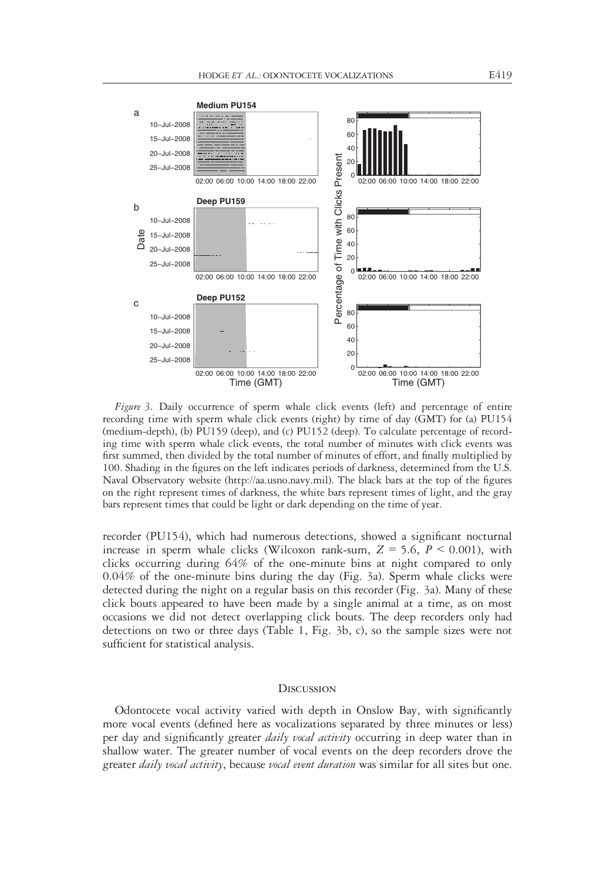*Figure 3.* Daily occurrence of sperm whale click events (left) and percentage of entire recording time with sperm whale click events (right) by time of day (GMT) for (a) PU154 (medium-depth), (b) PU159 (deep), and (c) PU152 (deep). To calculate percentage of recording time with sperm whale click events, the total number of minutes with click events was first summed, then divided by the total number of minutes of effort, and finally multiplied by 100. Shading in the figures on the left indicates periods of darkness, determined from the U.S. Naval Observatory website (http://aa.usno.navy.mil). The black bars at the top of the figures on the right represent times of darkness, the white bars represent times of light, and the gray bars represent times that could be light or dark depending on the time of year.

recorder (PU154), which had numerous detections, showed a significant nocturnal increase in sperm whale clicks (Wilcoxon rank-sum, $Z = 5.6$, $P < 0.001$), with clicks occurring during 64% of the one-minute bins at night compared to only 0.04% of the one-minute bins during the day (Fig. 3a). Sperm whale clicks were detected during the night on a regular basis on this recorder (Fig. 3a). Many of these click bouts appeared to have been made by a single animal at a time, as on most occasions we did not detect overlapping click bouts. The deep recorders only had detections on two or three days (Table 1, Fig. 3b, c), so the sample sizes were not sufficient for statistical analysis.

## Discussion

Odontocete vocal activity varied with depth in Onslow Bay, with significantly more vocal events (defined here as vocalizations separated by three minutes or less) per day and significantly greater *daily vocal activity* occurring in deep water than in shallow water. The greater number of vocal events on the deep recorders drove the greater *daily vocal activity*, because *vocal event duration* was similar for all sites but one.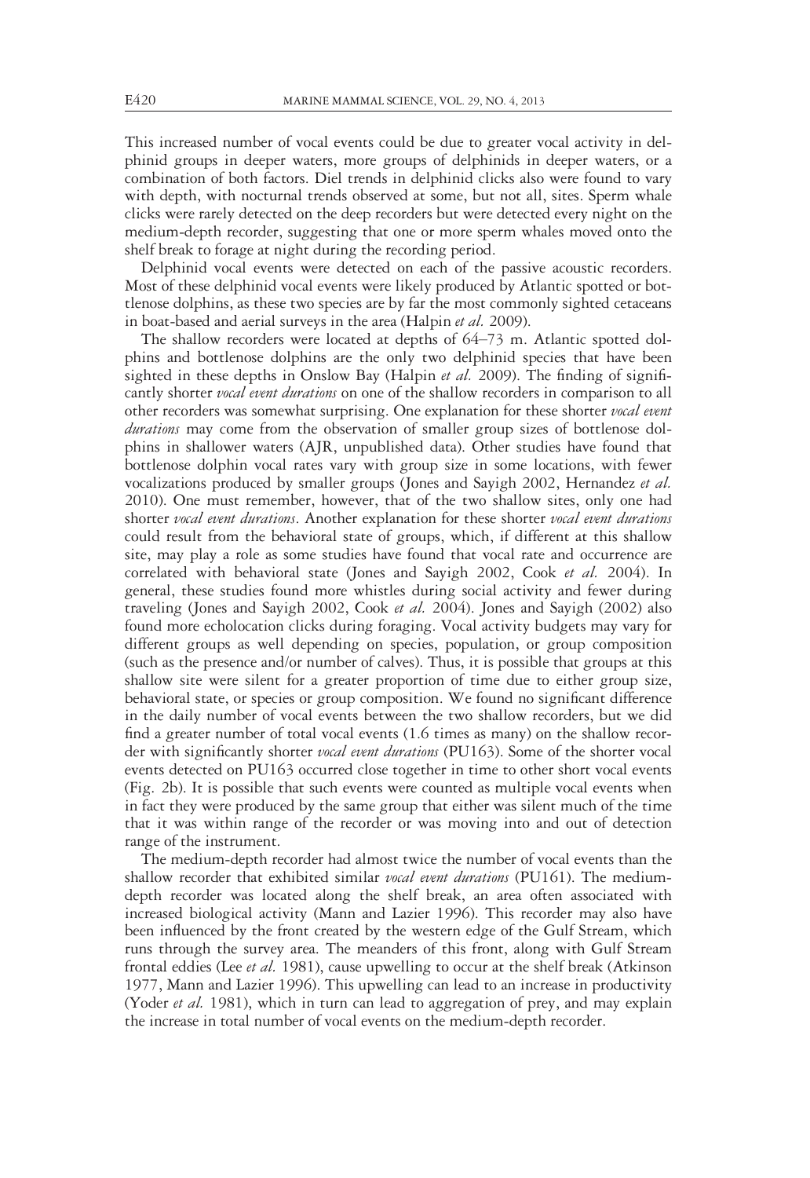This increased number of vocal events could be due to greater vocal activity in delphinid groups in deeper waters, more groups of delphinids in deeper waters, or a combination of both factors. Diel trends in delphinid clicks also were found to vary with depth, with nocturnal trends observed at some, but not all, sites. Sperm whale clicks were rarely detected on the deep recorders but were detected every night on the medium-depth recorder, suggesting that one or more sperm whales moved onto the shelf break to forage at night during the recording period.

Delphinid vocal events were detected on each of the passive acoustic recorders. Most of these delphinid vocal events were likely produced by Atlantic spotted or bottlenose dolphins, as these two species are by far the most commonly sighted cetaceans in boat-based and aerial surveys in the area (Halpin *et al.* 2009).

The shallow recorders were located at depths of 64–73 m. Atlantic spotted dolphins and bottlenose dolphins are the only two delphinid species that have been sighted in these depths in Onslow Bay (Halpin *et al.* 2009). The finding of significantly shorter *vocal event durations* on one of the shallow recorders in comparison to all other recorders was somewhat surprising. One explanation for these shorter *vocal event durations* may come from the observation of smaller group sizes of bottlenose dolphins in shallower waters (AJR, unpublished data). Other studies have found that bottlenose dolphin vocal rates vary with group size in some locations, with fewer vocalizations produced by smaller groups (Jones and Sayigh 2002, Hernandez *et al.* 2010). One must remember, however, that of the two shallow sites, only one had shorter *vocal event durations*. Another explanation for these shorter *vocal event durations* could result from the behavioral state of groups, which, if different at this shallow site, may play a role as some studies have found that vocal rate and occurrence are correlated with behavioral state (Jones and Sayigh 2002, Cook *et al.* 2004). In general, these studies found more whistles during social activity and fewer during traveling (Jones and Sayigh 2002, Cook *et al.* 2004). Jones and Sayigh (2002) also found more echolocation clicks during foraging. Vocal activity budgets may vary for different groups as well depending on species, population, or group composition (such as the presence and/or number of calves). Thus, it is possible that groups at this shallow site were silent for a greater proportion of time due to either group size, behavioral state, or species or group composition. We found no significant difference in the daily number of vocal events between the two shallow recorders, but we did find a greater number of total vocal events (1.6 times as many) on the shallow recorder with significantly shorter *vocal event durations* (PU163). Some of the shorter vocal events detected on PU163 occurred close together in time to other short vocal events (Fig. 2b). It is possible that such events were counted as multiple vocal events when in fact they were produced by the same group that either was silent much of the time that it was within range of the recorder or was moving into and out of detection range of the instrument.

The medium-depth recorder had almost twice the number of vocal events than the shallow recorder that exhibited similar *vocal event durations* (PU161). The medium-depth recorder was located along the shelf break, an area often associated with increased biological activity (Mann and Lazier 1996). This recorder may also have been influenced by the front created by the western edge of the Gulf Stream, which runs through the survey area. The meanders of this front, along with Gulf Stream frontal eddies (Lee *et al.* 1981), cause upwelling to occur at the shelf break (Atkinson 1977, Mann and Lazier 1996). This upwelling can lead to an increase in productivity (Yoder *et al.* 1981), which in turn can lead to aggregation of prey, and may explain the increase in total number of vocal events on the medium-depth recorder.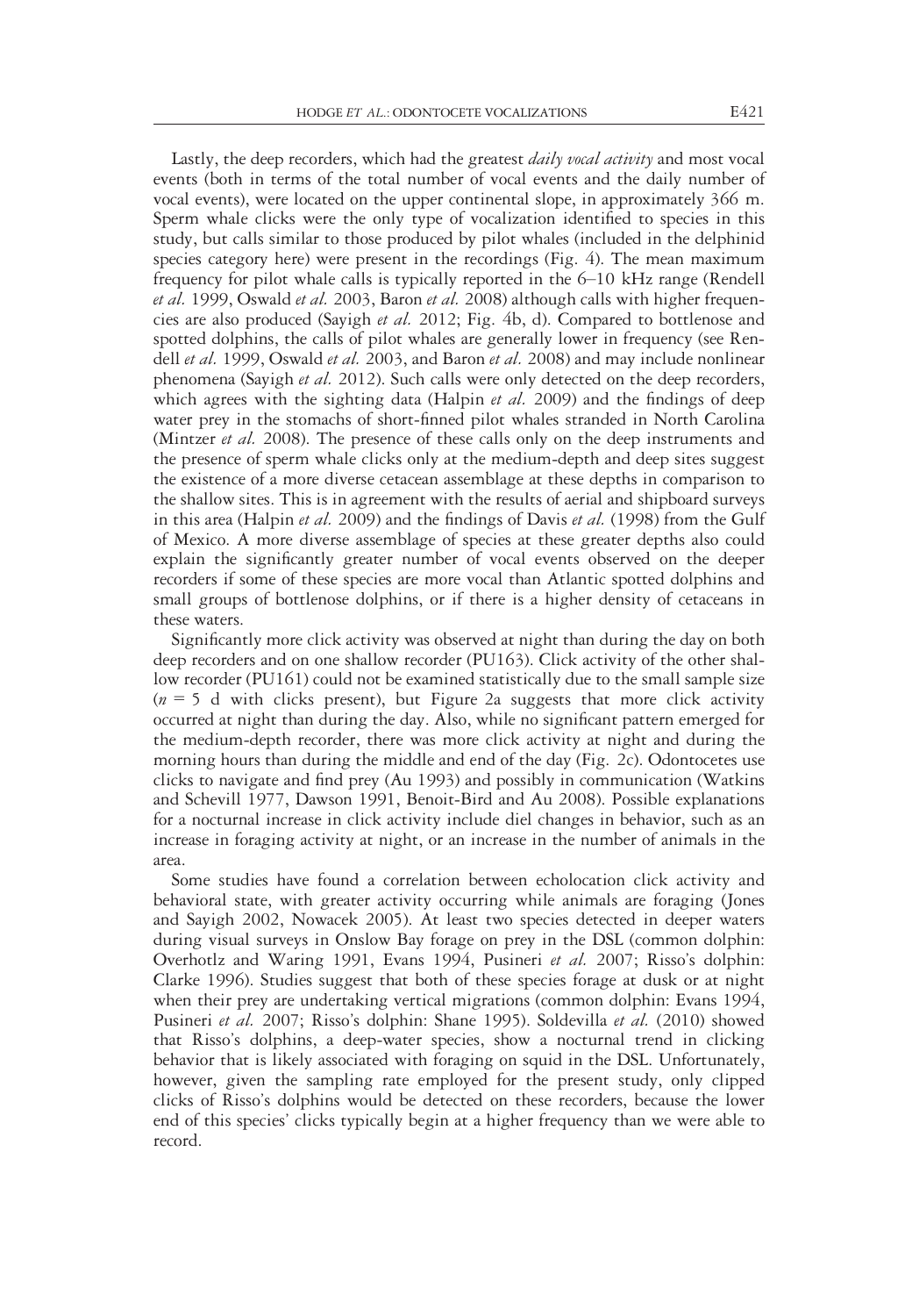Lastly, the deep recorders, which had the greatest *daily vocal activity* and most vocal events (both in terms of the total number of vocal events and the daily number of vocal events), were located on the upper continental slope, in approximately 366 m. Sperm whale clicks were the only type of vocalization identified to species in this study, but calls similar to those produced by pilot whales (included in the delphinid species category here) were present in the recordings (Fig. 4). The mean maximum frequency for pilot whale calls is typically reported in the 6–10 kHz range (Rendell *et al.* 1999, Oswald *et al.* 2003, Baron *et al.* 2008) although calls with higher frequencies are also produced (Sayigh *et al.* 2012; Fig. 4b, d). Compared to bottlenose and spotted dolphins, the calls of pilot whales are generally lower in frequency (see Rendell *et al.* 1999, Oswald *et al.* 2003, and Baron *et al.* 2008) and may include nonlinear phenomena (Sayigh *et al.* 2012). Such calls were only detected on the deep recorders, which agrees with the sighting data (Halpin *et al.* 2009) and the findings of deep water prey in the stomachs of short-finned pilot whales stranded in North Carolina (Mintzer *et al.* 2008). The presence of these calls only on the deep instruments and the presence of sperm whale clicks only at the medium-depth and deep sites suggest the existence of a more diverse cetacean assemblage at these depths in comparison to the shallow sites. This is in agreement with the results of aerial and shipboard surveys in this area (Halpin *et al.* 2009) and the findings of Davis *et al.* (1998) from the Gulf of Mexico. A more diverse assemblage of species at these greater depths also could explain the significantly greater number of vocal events observed on the deeper recorders if some of these species are more vocal than Atlantic spotted dolphins and small groups of bottlenose dolphins, or if there is a higher density of cetaceans in these waters.

Significantly more click activity was observed at night than during the day on both deep recorders and on one shallow recorder (PU163). Click activity of the other shallow recorder (PU161) could not be examined statistically due to the small sample size ($n = 5$ d with clicks present), but Figure 2a suggests that more click activity occurred at night than during the day. Also, while no significant pattern emerged for the medium-depth recorder, there was more click activity at night and during the morning hours than during the middle and end of the day (Fig. 2c). Odontocetes use clicks to navigate and find prey (Au 1993) and possibly in communication (Watkins and Schevill 1977, Dawson 1991, Benoit-Bird and Au 2008). Possible explanations for a nocturnal increase in click activity include diel changes in behavior, such as an increase in foraging activity at night, or an increase in the number of animals in the area.

Some studies have found a correlation between echolocation click activity and behavioral state, with greater activity occurring while animals are foraging (Jones and Sayigh 2002, Nowacek 2005). At least two species detected in deeper waters during visual surveys in Onslow Bay forage on prey in the DSL (common dolphin: Overhotlz and Waring 1991, Evans 1994, Pusineri *et al.* 2007; Risso's dolphin: Clarke 1996). Studies suggest that both of these species forage at dusk or at night when their prey are undertaking vertical migrations (common dolphin: Evans 1994, Pusineri *et al.* 2007; Risso's dolphin: Shane 1995). Soldevilla *et al.* (2010) showed that Risso's dolphins, a deep-water species, show a nocturnal trend in clicking behavior that is likely associated with foraging on squid in the DSL. Unfortunately, however, given the sampling rate employed for the present study, only clipped clicks of Risso's dolphins would be detected on these recorders, because the lower end of this species' clicks typically begin at a higher frequency than we were able to record.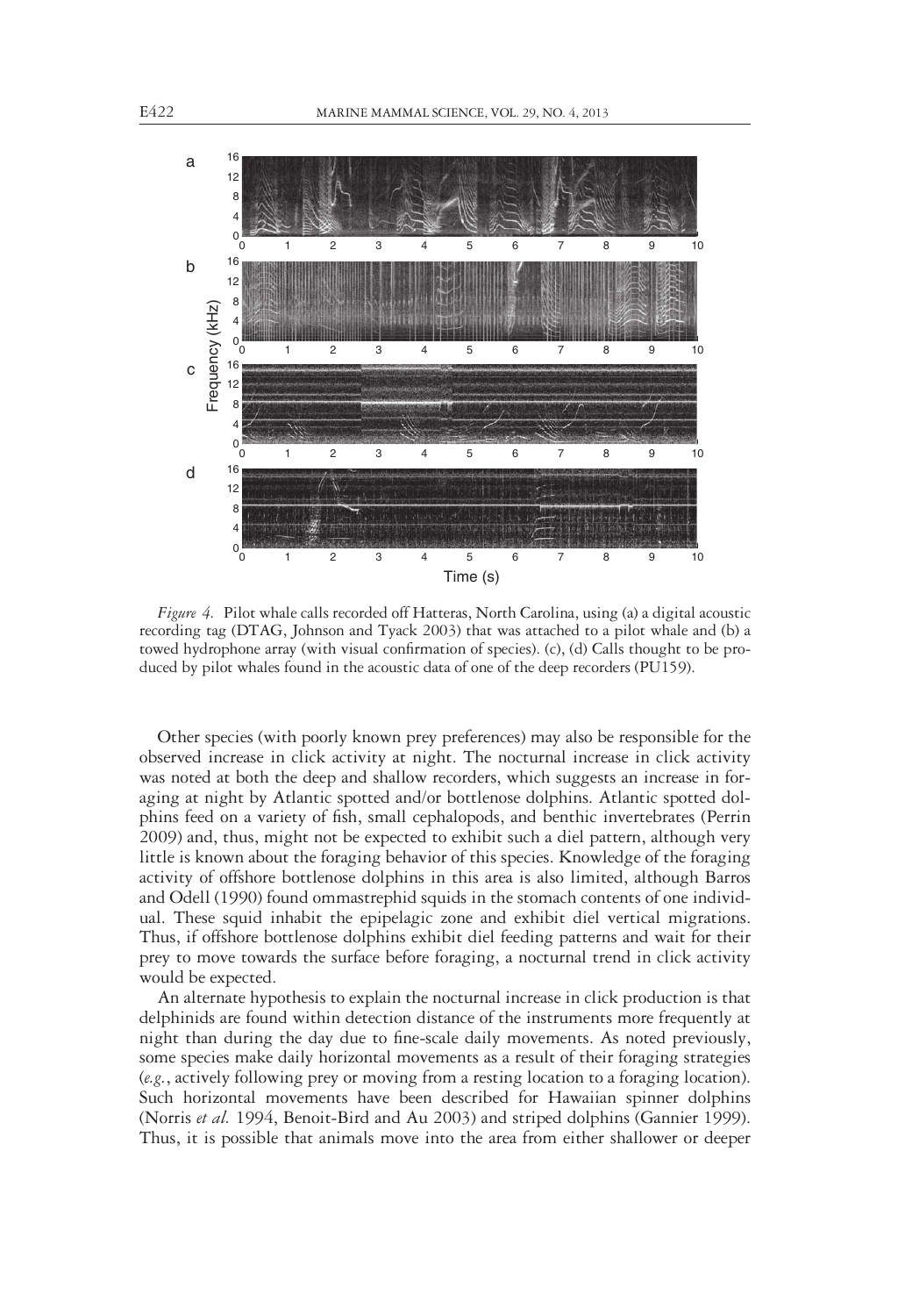*Figure 4.* Pilot whale calls recorded off Hatteras, North Carolina, using (a) a digital acoustic recording tag (DTAG, Johnson and Tyack 2003) that was attached to a pilot whale and (b) a towed hydrophone array (with visual confirmation of species). (c), (d) Calls thought to be produced by pilot whales found in the acoustic data of one of the deep recorders (PU159).

Other species (with poorly known prey preferences) may also be responsible for the observed increase in click activity at night. The nocturnal increase in click activity was noted at both the deep and shallow recorders, which suggests an increase in foraging at night by Atlantic spotted and/or bottlenose dolphins. Atlantic spotted dolphins feed on a variety of fish, small cephalopods, and benthic invertebrates (Perrin 2009) and, thus, might not be expected to exhibit such a diel pattern, although very little is known about the foraging behavior of this species. Knowledge of the foraging activity of offshore bottlenose dolphins in this area is also limited, although Barros and Odell (1990) found ommastrephid squids in the stomach contents of one individual. These squid inhabit the epipelagic zone and exhibit diel vertical migrations. Thus, if offshore bottlenose dolphins exhibit diel feeding patterns and wait for their prey to move towards the surface before foraging, a nocturnal trend in click activity would be expected.

An alternate hypothesis to explain the nocturnal increase in click production is that delphinids are found within detection distance of the instruments more frequently at night than during the day due to fine-scale daily movements. As noted previously, some species make daily horizontal movements as a result of their foraging strategies (*e.g.*, actively following prey or moving from a resting location to a foraging location). Such horizontal movements have been described for Hawaiian spinner dolphins (Norris *et al.* 1994, Benoit-Bird and Au 2003) and striped dolphins (Gannier 1999). Thus, it is possible that animals move into the area from either shallower or deeper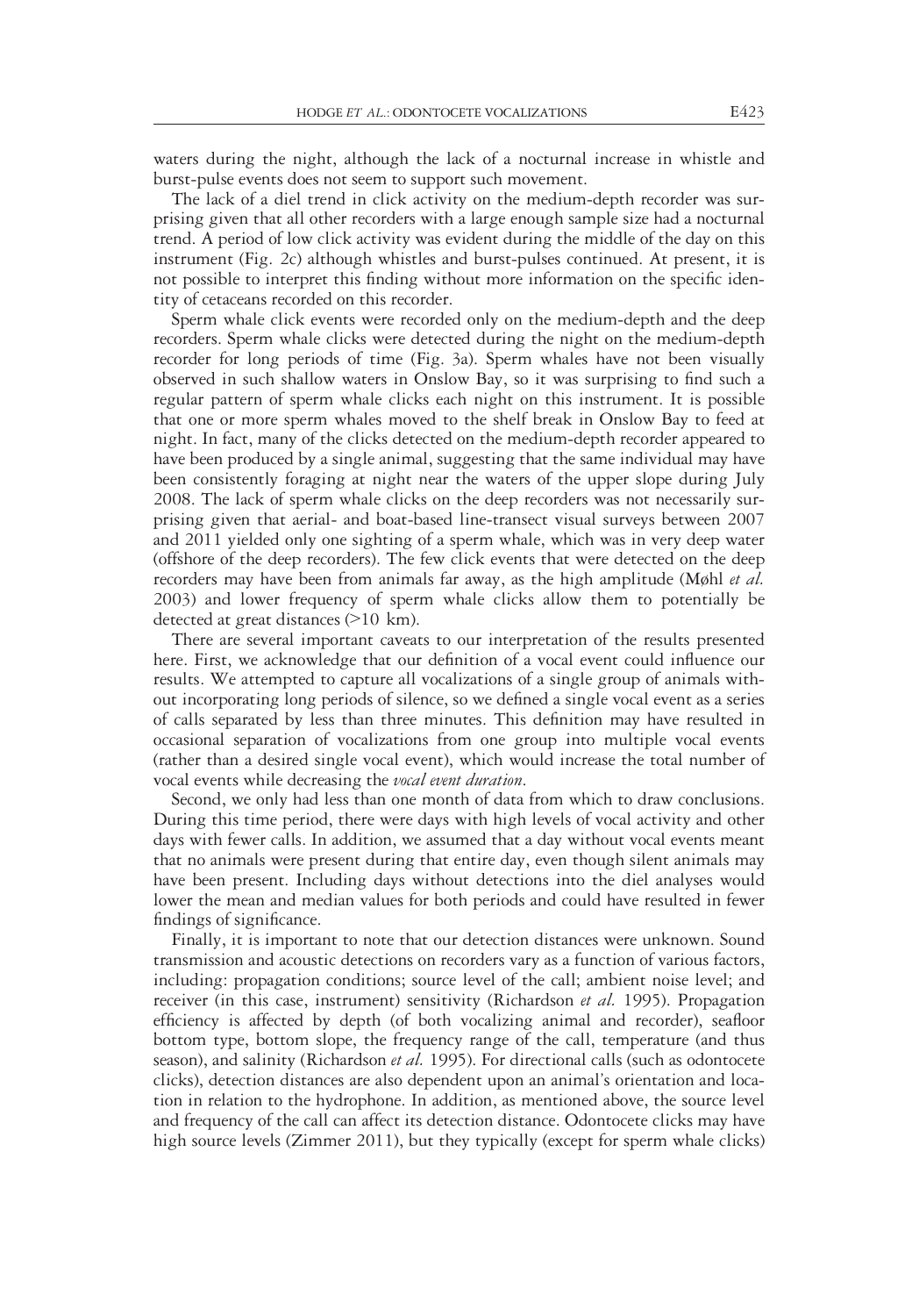waters during the night, although the lack of a nocturnal increase in whistle and burst-pulse events does not seem to support such movement.

The lack of a diel trend in click activity on the medium-depth recorder was surprising given that all other recorders with a large enough sample size had a nocturnal trend. A period of low click activity was evident during the middle of the day on this instrument (Fig. 2c) although whistles and burst-pulses continued. At present, it is not possible to interpret this finding without more information on the specific identity of cetaceans recorded on this recorder.

Sperm whale click events were recorded only on the medium-depth and the deep recorders. Sperm whale clicks were detected during the night on the medium-depth recorder for long periods of time (Fig. 3a). Sperm whales have not been visually observed in such shallow waters in Onslow Bay, so it was surprising to find such a regular pattern of sperm whale clicks each night on this instrument. It is possible that one or more sperm whales moved to the shelf break in Onslow Bay to feed at night. In fact, many of the clicks detected on the medium-depth recorder appeared to have been produced by a single animal, suggesting that the same individual may have been consistently foraging at night near the waters of the upper slope during July 2008. The lack of sperm whale clicks on the deep recorders was not necessarily surprising given that aerial- and boat-based line-transect visual surveys between 2007 and 2011 yielded only one sighting of a sperm whale, which was in very deep water (offshore of the deep recorders). The few click events that were detected on the deep recorders may have been from animals far away, as the high amplitude (Møhl *et al.* 2003) and lower frequency of sperm whale clicks allow them to potentially be detected at great distances (>10 km).

There are several important caveats to our interpretation of the results presented here. First, we acknowledge that our definition of a vocal event could influence our results. We attempted to capture all vocalizations of a single group of animals without incorporating long periods of silence, so we defined a single vocal event as a series of calls separated by less than three minutes. This definition may have resulted in occasional separation of vocalizations from one group into multiple vocal events (rather than a desired single vocal event), which would increase the total number of vocal events while decreasing the *vocal event duration*.

Second, we only had less than one month of data from which to draw conclusions. During this time period, there were days with high levels of vocal activity and other days with fewer calls. In addition, we assumed that a day without vocal events meant that no animals were present during that entire day, even though silent animals may have been present. Including days without detections into the diel analyses would lower the mean and median values for both periods and could have resulted in fewer findings of significance.

Finally, it is important to note that our detection distances were unknown. Sound transmission and acoustic detections on recorders vary as a function of various factors, including: propagation conditions; source level of the call; ambient noise level; and receiver (in this case, instrument) sensitivity (Richardson *et al.* 1995). Propagation efficiency is affected by depth (of both vocalizing animal and recorder), seafloor bottom type, bottom slope, the frequency range of the call, temperature (and thus season), and salinity (Richardson *et al.* 1995). For directional calls (such as odontocete clicks), detection distances are also dependent upon an animal's orientation and location in relation to the hydrophone. In addition, as mentioned above, the source level and frequency of the call can affect its detection distance. Odontocete clicks may have high source levels (Zimmer 2011), but they typically (except for sperm whale clicks)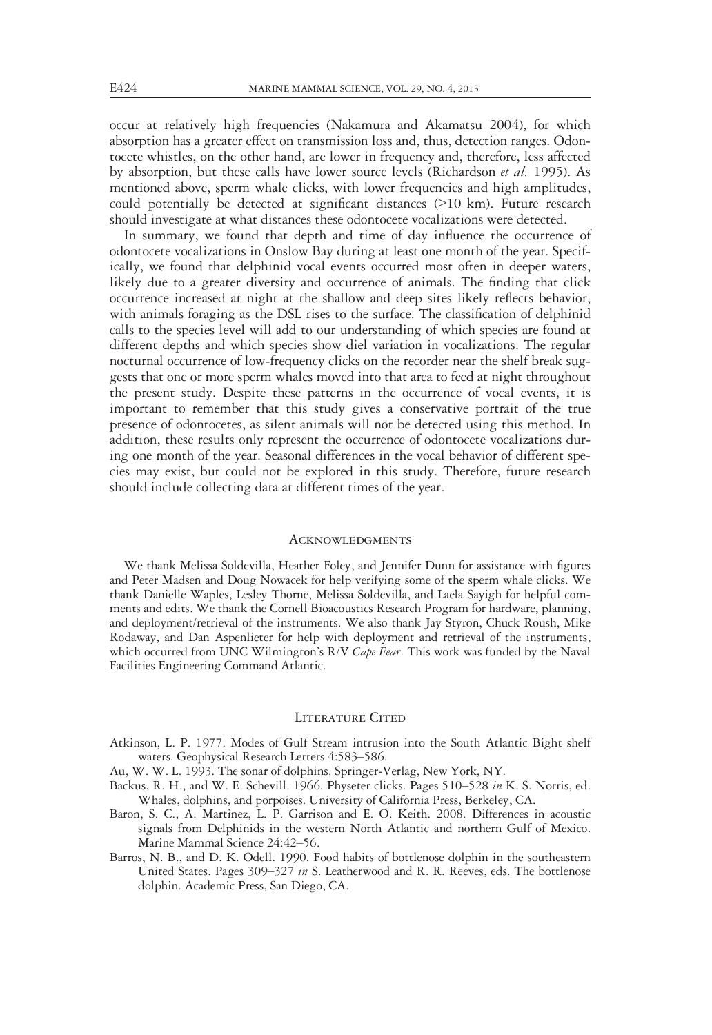occur at relatively high frequencies (Nakamura and Akamatsu 2004), for which absorption has a greater effect on transmission loss and, thus, detection ranges. Odontocete whistles, on the other hand, are lower in frequency and, therefore, less affected by absorption, but these calls have lower source levels (Richardson *et al.* 1995). As mentioned above, sperm whale clicks, with lower frequencies and high amplitudes, could potentially be detected at significant distances (>10 km). Future research should investigate at what distances these odontocete vocalizations were detected.

In summary, we found that depth and time of day influence the occurrence of odontocete vocalizations in Onslow Bay during at least one month of the year. Specifically, we found that delphinid vocal events occurred most often in deeper waters, likely due to a greater diversity and occurrence of animals. The finding that click occurrence increased at night at the shallow and deep sites likely reflects behavior, with animals foraging as the DSL rises to the surface. The classification of delphinid calls to the species level will add to our understanding of which species are found at different depths and which species show diel variation in vocalizations. The regular nocturnal occurrence of low-frequency clicks on the recorder near the shelf break suggests that one or more sperm whales moved into that area to feed at night throughout the present study. Despite these patterns in the occurrence of vocal events, it is important to remember that this study gives a conservative portrait of the true presence of odontocetes, as silent animals will not be detected using this method. In addition, these results only represent the occurrence of odontocete vocalizations during one month of the year. Seasonal differences in the vocal behavior of different species may exist, but could not be explored in this study. Therefore, future research should include collecting data at different times of the year.

## Acknowledgments

We thank Melissa Soldevilla, Heather Foley, and Jennifer Dunn for assistance with figures and Peter Madsen and Doug Nowacek for help verifying some of the sperm whale clicks. We thank Danielle Waples, Lesley Thorne, Melissa Soldevilla, and Laela Sayigh for helpful comments and edits. We thank the Cornell Bioacoustics Research Program for hardware, planning, and deployment/retrieval of the instruments. We also thank Jay Styron, Chuck Roush, Mike Rodaway, and Dan Aspenlieter for help with deployment and retrieval of the instruments, which occurred from UNC Wilmington's R/V *Cape Fear*. This work was funded by the Naval Facilities Engineering Command Atlantic.

## Literature Cited

Atkinson, L. P. 1977. Modes of Gulf Stream intrusion into the South Atlantic Bight shelf waters. Geophysical Research Letters 4:583–586.

Au, W. W. L. 1993. The sonar of dolphins. Springer-Verlag, New York, NY.

Backus, R. H., and W. E. Schevill. 1966. Physeter clicks. Pages 510–528 *in* K. S. Norris, ed. Whales, dolphins, and porpoises. University of California Press, Berkeley, CA.

Baron, S. C., A. Martinez, L. P. Garrison and E. O. Keith. 2008. Differences in acoustic signals from Delphinids in the western North Atlantic and northern Gulf of Mexico. Marine Mammal Science 24:42–56.

Barros, N. B., and D. K. Odell. 1990. Food habits of bottlenose dolphin in the southeastern United States. Pages 309–327 *in* S. Leatherwood and R. R. Reeves, eds. The bottlenose dolphin. Academic Press, San Diego, CA.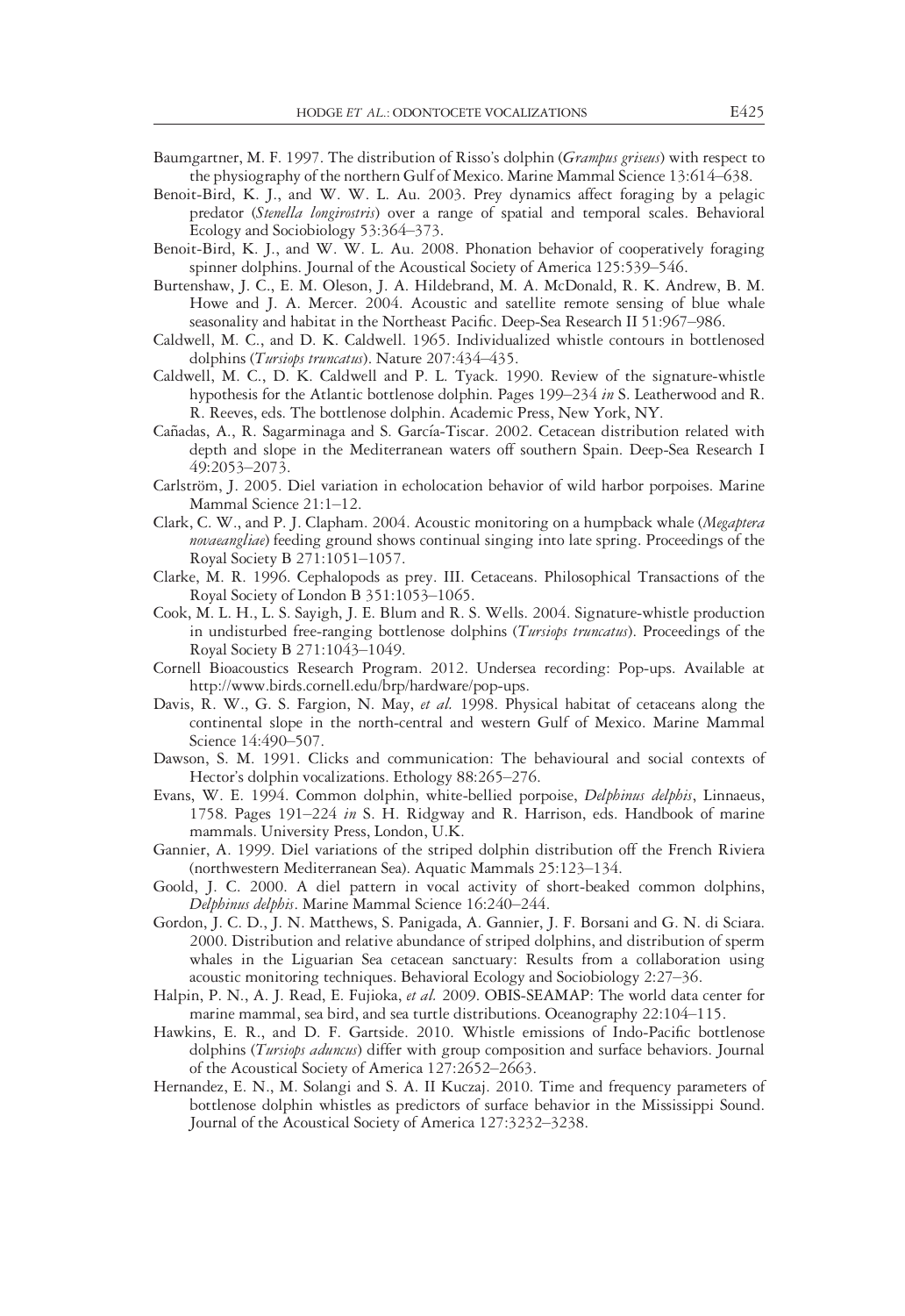Baumgartner, M. F. 1997. The distribution of Risso's dolphin (*Grampus griseus*) with respect to the physiography of the northern Gulf of Mexico. Marine Mammal Science 13:614–638.

Benoit-Bird, K. J., and W. W. L. Au. 2003. Prey dynamics affect foraging by a pelagic predator (*Stenella longirostris*) over a range of spatial and temporal scales. Behavioral Ecology and Sociobiology 53:364–373.

Benoit-Bird, K. J., and W. W. L. Au. 2008. Phonation behavior of cooperatively foraging spinner dolphins. Journal of the Acoustical Society of America 125:539–546.

Burtenshaw, J. C., E. M. Oleson, J. A. Hildebrand, M. A. McDonald, R. K. Andrew, B. M. Howe and J. A. Mercer. 2004. Acoustic and satellite remote sensing of blue whale seasonality and habitat in the Northeast Pacific. Deep-Sea Research II 51:967–986.

Caldwell, M. C., and D. K. Caldwell. 1965. Individualized whistle contours in bottlenosed dolphins (*Tursiops truncatus*). Nature 207:434–435.

Caldwell, M. C., D. K. Caldwell and P. L. Tyack. 1990. Review of the signature-whistle hypothesis for the Atlantic bottlenose dolphin. Pages 199–234 *in* S. Leatherwood and R. R. Reeves, eds. The bottlenose dolphin. Academic Press, New York, NY.

Cañadas, A., R. Sagarminaga and S. García-Tiscar. 2002. Cetacean distribution related with depth and slope in the Mediterranean waters off southern Spain. Deep-Sea Research I 49:2053–2073.

Carlström, J. 2005. Diel variation in echolocation behavior of wild harbor porpoises. Marine Mammal Science 21:1–12.

Clark, C. W., and P. J. Clapham. 2004. Acoustic monitoring on a humpback whale (*Megaptera novaeangliae*) feeding ground shows continual singing into late spring. Proceedings of the Royal Society B 271:1051–1057.

Clarke, M. R. 1996. Cephalopods as prey. III. Cetaceans. Philosophical Transactions of the Royal Society of London B 351:1053–1065.

Cook, M. L. H., L. S. Sayigh, J. E. Blum and R. S. Wells. 2004. Signature-whistle production in undisturbed free-ranging bottlenose dolphins (*Tursiops truncatus*). Proceedings of the Royal Society B 271:1043–1049.

Cornell Bioacoustics Research Program. 2012. Undersea recording: Pop-ups. Available at http://www.birds.cornell.edu/brp/hardware/pop-ups.

Davis, R. W., G. S. Fargion, N. May, *et al.* 1998. Physical habitat of cetaceans along the continental slope in the north-central and western Gulf of Mexico. Marine Mammal Science 14:490–507.

Dawson, S. M. 1991. Clicks and communication: The behavioural and social contexts of Hector's dolphin vocalizations. Ethology 88:265–276.

Evans, W. E. 1994. Common dolphin, white-bellied porpoise, *Delphinus delphis*, Linnaeus, 1758. Pages 191–224 *in* S. H. Ridgway and R. Harrison, eds. Handbook of marine mammals. University Press, London, U.K.

Gannier, A. 1999. Diel variations of the striped dolphin distribution off the French Riviera (northwestern Mediterranean Sea). Aquatic Mammals 25:123–134.

Goold, J. C. 2000. A diel pattern in vocal activity of short-beaked common dolphins, *Delphinus delphis*. Marine Mammal Science 16:240–244.

Gordon, J. C. D., J. N. Matthews, S. Panigada, A. Gannier, J. F. Borsani and G. N. di Sciara. 2000. Distribution and relative abundance of striped dolphins, and distribution of sperm whales in the Liguarian Sea cetacean sanctuary: Results from a collaboration using acoustic monitoring techniques. Behavioral Ecology and Sociobiology 2:27–36.

Halpin, P. N., A. J. Read, E. Fujioka, *et al.* 2009. OBIS-SEAMAP: The world data center for marine mammal, sea bird, and sea turtle distributions. Oceanography 22:104–115.

Hawkins, E. R., and D. F. Gartside. 2010. Whistle emissions of Indo-Pacific bottlenose dolphins (*Tursiops aduncus*) differ with group composition and surface behaviors. Journal of the Acoustical Society of America 127:2652–2663.

Hernandez, E. N., M. Solangi and S. A. II Kuczaj. 2010. Time and frequency parameters of bottlenose dolphin whistles as predictors of surface behavior in the Mississippi Sound. Journal of the Acoustical Society of America 127:3232–3238.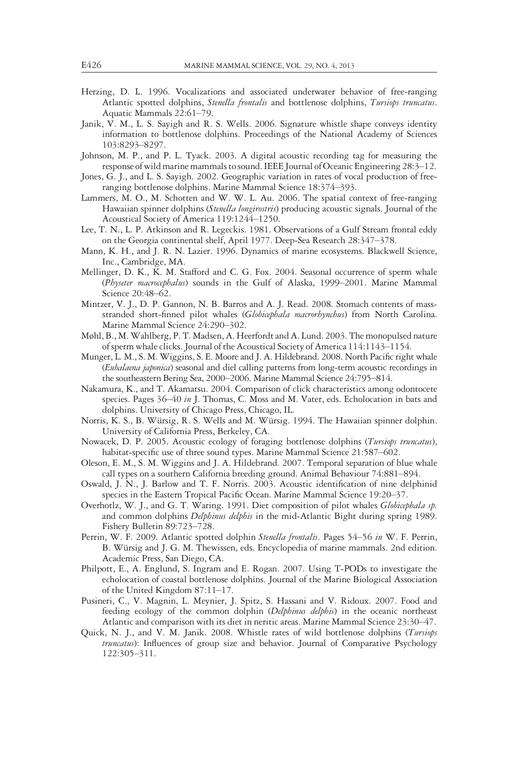Herzing, D. L. 1996. Vocalizations and associated underwater behavior of free-ranging Atlantic spotted dolphins, *Stenella frontalis* and bottlenose dolphins, *Tursiops truncatus*. Aquatic Mammals 22:61–79.

Janik, V. M., L. S. Sayigh and R. S. Wells. 2006. Signature whistle shape conveys identity information to bottlenose dolphins. Proceedings of the National Academy of Sciences 103:8293–8297.

Johnson, M. P., and P. L. Tyack. 2003. A digital acoustic recording tag for measuring the response of wild marine mammals to sound. IEEE Journal of Oceanic Engineering 28:3–12.

Jones, G. J., and L. S. Sayigh. 2002. Geographic variation in rates of vocal production of free-ranging bottlenose dolphins. Marine Mammal Science 18:374–393.

Lammers, M. O., M. Schotten and W. W. L. Au. 2006. The spatial context of free-ranging Hawaiian spinner dolphins (*Stenella longirostris*) producing acoustic signals. Journal of the Acoustical Society of America 119:1244–1250.

Lee, T. N., L. P. Atkinson and R. Legeckis. 1981. Observations of a Gulf Stream frontal eddy on the Georgia continental shelf, April 1977. Deep-Sea Research 28:347–378.

Mann, K. H., and J. R. N. Lazier. 1996. Dynamics of marine ecosystems. Blackwell Science, Inc., Cambridge, MA.

Mellinger, D. K., K. M. Stafford and C. G. Fox. 2004. Seasonal occurrence of sperm whale (*Physeter macrocephalus*) sounds in the Gulf of Alaska, 1999–2001. Marine Mammal Science 20:48–62.

Mintzer, V. J., D. P. Gannon, N. B. Barros and A. J. Read. 2008. Stomach contents of mass-stranded short-finned pilot whales (*Globicephala macrorhynchus*) from North Carolina. Marine Mammal Science 24:290–302.

Møhl, B., M. Wahlberg, P. T. Madsen, A. Heerfordt and A. Lund. 2003. The monopulsed nature of sperm whale clicks. Journal of the Acoustical Society of America 114:1143–1154.

Munger, L. M., S. M. Wiggins, S. E. Moore and J. A. Hildebrand. 2008. North Pacific right whale (*Eubalaena japonica*) seasonal and diel calling patterns from long-term acoustic recordings in the southeastern Bering Sea, 2000–2006. Marine Mammal Science 24:795–814.

Nakamura, K., and T. Akamatsu. 2004. Comparison of click characteristics among odontocete species. Pages 36–40 *in* J. Thomas, C. Moss and M. Vater, eds. Echolocation in bats and dolphins. University of Chicago Press, Chicago, IL.

Norris, K. S., B. Würsig, R. S. Wells and M. Würsig. 1994. The Hawaiian spinner dolphin. University of California Press, Berkeley, CA.

Nowacek, D. P. 2005. Acoustic ecology of foraging bottlenose dolphins (*Tursiops truncatus*), habitat-specific use of three sound types. Marine Mammal Science 21:587–602.

Oleson, E. M., S. M. Wiggins and J. A. Hildebrand. 2007. Temporal separation of blue whale call types on a southern California breeding ground. Animal Behaviour 74:881–894.

Oswald, J. N., J. Barlow and T. F. Norris. 2003. Acoustic identification of nine delphinid species in the Eastern Tropical Pacific Ocean. Marine Mammal Science 19:20–37.

Overhotlz, W. J., and G. T. Waring. 1991. Diet composition of pilot whales *Globicephala sp.* and common dolphins *Delphinus delphis* in the mid-Atlantic Bight during spring 1989. Fishery Bulletin 89:723–728.

Perrin, W. F. 2009. Atlantic spotted dolphin *Stenella frontalis*. Pages 54–56 *in* W. F. Perrin, B. Würsig and J. G. M. Thewissen, eds. Encyclopedia of marine mammals. 2nd edition. Academic Press, San Diego, CA.

Philpott, E., A. Englund, S. Ingram and E. Rogan. 2007. Using T-PODs to investigate the echolocation of coastal bottlenose dolphins. Journal of the Marine Biological Association of the United Kingdom 87:11–17.

Pusineri, C., V. Magnin, L. Meynier, J. Spitz, S. Hassani and V. Ridoux. 2007. Food and feeding ecology of the common dolphin (*Delphinus delphis*) in the oceanic northeast Atlantic and comparison with its diet in neritic areas. Marine Mammal Science 23:30–47.

Quick, N. J., and V. M. Janik. 2008. Whistle rates of wild bottlenose dolphins (*Tursiops truncatus*): Influences of group size and behavior. Journal of Comparative Psychology 122:305–311.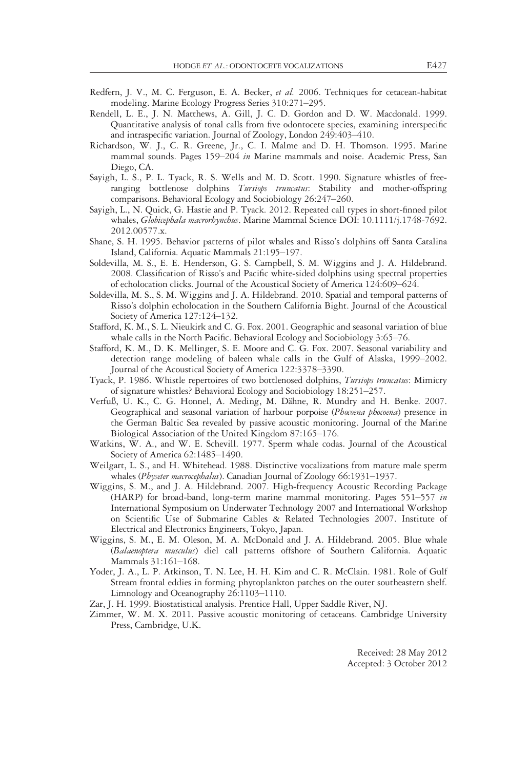Redfern, J. V., M. C. Ferguson, E. A. Becker, *et al.* 2006. Techniques for cetacean-habitat modeling. Marine Ecology Progress Series 310:271–295.

Rendell, L. E., J. N. Matthews, A. Gill, J. C. D. Gordon and D. W. Macdonald. 1999. Quantitative analysis of tonal calls from five odontocete species, examining interspecific and intraspecific variation. Journal of Zoology, London 249:403–410.

Richardson, W. J., C. R. Greene, Jr., C. I. Malme and D. H. Thomson. 1995. Marine mammal sounds. Pages 159–204 *in* Marine mammals and noise. Academic Press, San Diego, CA.

Sayigh, L. S., P. L. Tyack, R. S. Wells and M. D. Scott. 1990. Signature whistles of free-ranging bottlenose dolphins *Tursiops truncatus*: Stability and mother-offspring comparisons. Behavioral Ecology and Sociobiology 26:247–260.

Sayigh, L., N. Quick, G. Hastie and P. Tyack. 2012. Repeated call types in short-finned pilot whales, *Globicephala macrorhynchus*. Marine Mammal Science DOI: 10.1111/j.1748-7692.2012.00577.x.

Shane, S. H. 1995. Behavior patterns of pilot whales and Risso's dolphins off Santa Catalina Island, California. Aquatic Mammals 21:195–197.

Soldevilla, M. S., E. E. Henderson, G. S. Campbell, S. M. Wiggins and J. A. Hildebrand. 2008. Classification of Risso's and Pacific white-sided dolphins using spectral properties of echolocation clicks. Journal of the Acoustical Society of America 124:609–624.

Soldevilla, M. S., S. M. Wiggins and J. A. Hildebrand. 2010. Spatial and temporal patterns of Risso's dolphin echolocation in the Southern California Bight. Journal of the Acoustical Society of America 127:124–132.

Stafford, K. M., S. L. Nieukirk and C. G. Fox. 2001. Geographic and seasonal variation of blue whale calls in the North Pacific. Behavioral Ecology and Sociobiology 3:65–76.

Stafford, K. M., D. K. Mellinger, S. E. Moore and C. G. Fox. 2007. Seasonal variability and detection range modeling of baleen whale calls in the Gulf of Alaska, 1999–2002. Journal of the Acoustical Society of America 122:3378–3390.

Tyack, P. 1986. Whistle repertoires of two bottlenosed dolphins, *Tursiops truncatus*: Mimicry of signature whistles? Behavioral Ecology and Sociobiology 18:251–257.

Verfuß, U. K., C. G. Honnel, A. Meding, M. Dähne, R. Mundry and H. Benke. 2007. Geographical and seasonal variation of harbour porpoise (*Phocoena phocoena*) presence in the German Baltic Sea revealed by passive acoustic monitoring. Journal of the Marine Biological Association of the United Kingdom 87:165–176.

Watkins, W. A., and W. E. Schevill. 1977. Sperm whale codas. Journal of the Acoustical Society of America 62:1485–1490.

Weilgart, L. S., and H. Whitehead. 1988. Distinctive vocalizations from mature male sperm whales (*Physeter macrocephalus*). Canadian Journal of Zoology 66:1931–1937.

Wiggins, S. M., and J. A. Hildebrand. 2007. High-frequency Acoustic Recording Package (HARP) for broad-band, long-term marine mammal monitoring. Pages 551–557 *in* International Symposium on Underwater Technology 2007 and International Workshop on Scientific Use of Submarine Cables & Related Technologies 2007. Institute of Electrical and Electronics Engineers, Tokyo, Japan.

Wiggins, S. M., E. M. Oleson, M. A. McDonald and J. A. Hildebrand. 2005. Blue whale (*Balaenoptera musculus*) diel call patterns offshore of Southern California. Aquatic Mammals 31:161–168.

Yoder, J. A., L. P. Atkinson, T. N. Lee, H. H. Kim and C. R. McClain. 1981. Role of Gulf Stream frontal eddies in forming phytoplankton patches on the outer southeastern shelf. Limnology and Oceanography 26:1103–1110.

Zar, J. H. 1999. Biostatistical analysis. Prentice Hall, Upper Saddle River, NJ.

Zimmer, W. M. X. 2011. Passive acoustic monitoring of cetaceans. Cambridge University Press, Cambridge, U.K.

Received: 28 May 2012
Accepted: 3 October 2012